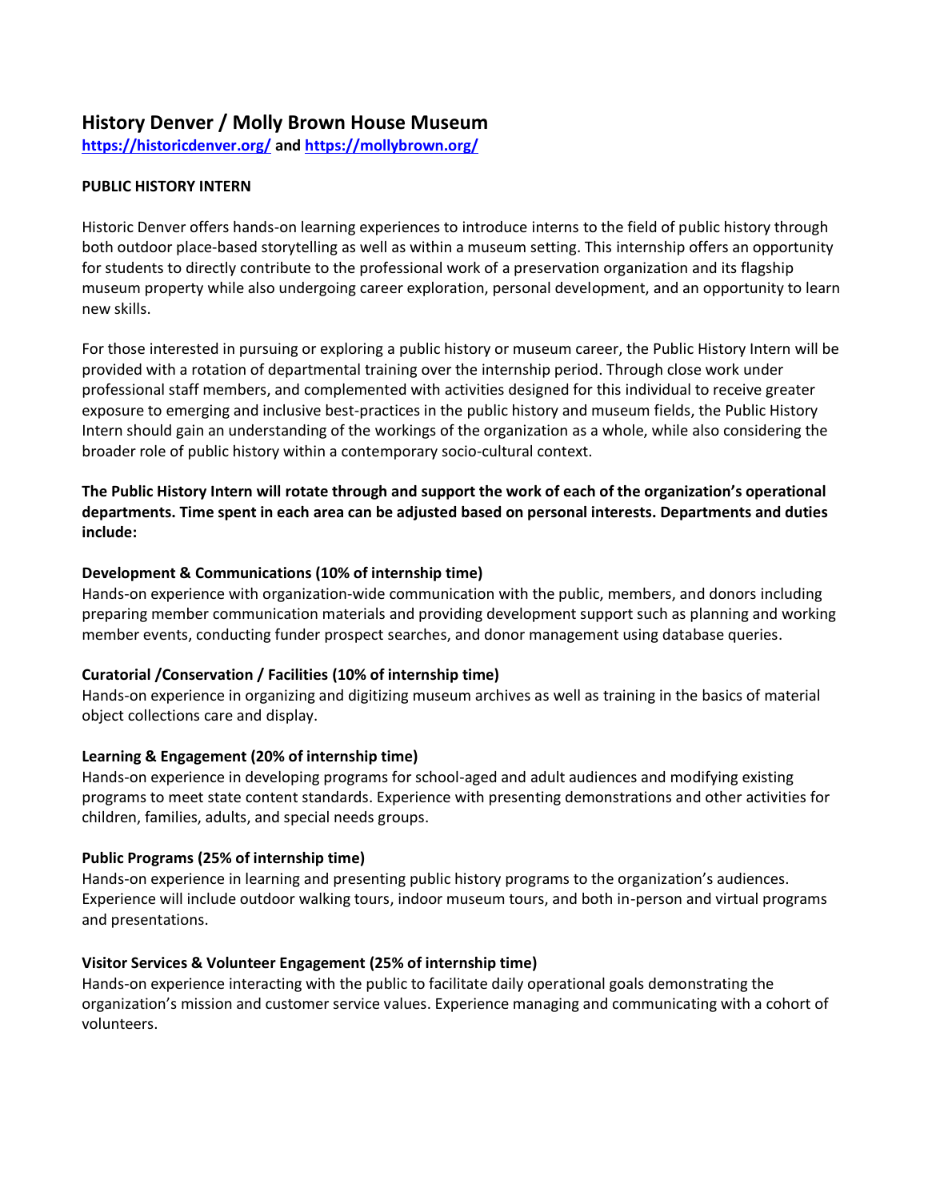# History Denver / Molly Brown House Museum

**[https://historicdenver.org/](https://historicdenver.org/) and [https://mollybrown.org/](https://mollybrown.org/)**

**PUBLIC HISTORY INTERN**

Historic Denver offers hands-on learning experiences to introduce interns to the field of public history through both outdoor place-based storytelling as well as within a museum setting. This internship offers an opportunity for students to directly contribute to the professional work of a preservation organization and its flagship museum property while also undergoing career exploration, personal development, and an opportunity to learn new skills.

For those interested in pursuing or exploring a public history or museum career, the Public History Intern will be provided with a rotation of departmental training over the internship period. Through close work under professional staff members, and complemented with activities designed for this individual to receive greater exposure to emerging and inclusive best-practices in the public history and museum fields, the Public History Intern should gain an understanding of the workings of the organization as a whole, while also considering the broader role of public history within a contemporary socio-cultural context.

**The Public History Intern will rotate through and support the work of each of the organization's operational departments. Time spent in each area can be adjusted based on personal interests. Departments and duties include:**

**Development & Communications (10% of internship time)**
Hands-on experience with organization-wide communication with the public, members, and donors including preparing member communication materials and providing development support such as planning and working member events, conducting funder prospect searches, and donor management using database queries.

**Curatorial /Conservation / Facilities (10% of internship time)**
Hands-on experience in organizing and digitizing museum archives as well as training in the basics of material object collections care and display.

**Learning & Engagement (20% of internship time)**
Hands-on experience in developing programs for school-aged and adult audiences and modifying existing programs to meet state content standards. Experience with presenting demonstrations and other activities for children, families, adults, and special needs groups.

**Public Programs (25% of internship time)**
Hands-on experience in learning and presenting public history programs to the organization's audiences. Experience will include outdoor walking tours, indoor museum tours, and both in-person and virtual programs and presentations.

**Visitor Services & Volunteer Engagement (25% of internship time)**
Hands-on experience interacting with the public to facilitate daily operational goals demonstrating the organization's mission and customer service values. Experience managing and communicating with a cohort of volunteers.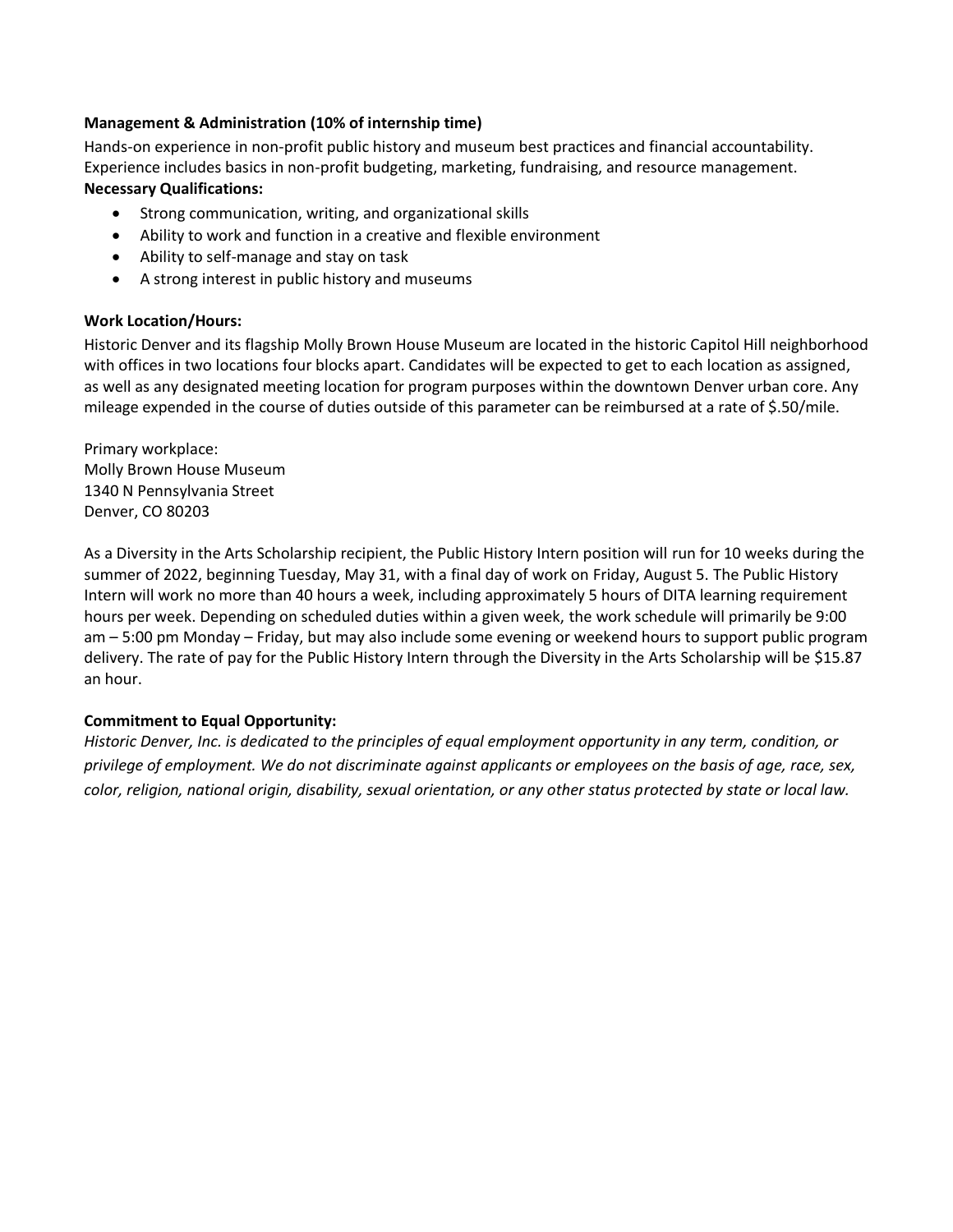**Management & Administration (10% of internship time)**

Hands-on experience in non-profit public history and museum best practices and financial accountability. Experience includes basics in non-profit budgeting, marketing, fundraising, and resource management.

**Necessary Qualifications:**

- Strong communication, writing, and organizational skills
- Ability to work and function in a creative and flexible environment
- Ability to self-manage and stay on task
- A strong interest in public history and museums

**Work Location/Hours:**

Historic Denver and its flagship Molly Brown House Museum are located in the historic Capitol Hill neighborhood with offices in two locations four blocks apart. Candidates will be expected to get to each location as assigned, as well as any designated meeting location for program purposes within the downtown Denver urban core. Any mileage expended in the course of duties outside of this parameter can be reimbursed at a rate of $.50/mile.

Primary workplace:
Molly Brown House Museum
1340 N Pennsylvania Street
Denver, CO 80203

As a Diversity in the Arts Scholarship recipient, the Public History Intern position will run for 10 weeks during the summer of 2022, beginning Tuesday, May 31, with a final day of work on Friday, August 5. The Public History Intern will work no more than 40 hours a week, including approximately 5 hours of DITA learning requirement hours per week. Depending on scheduled duties within a given week, the work schedule will primarily be 9:00 am – 5:00 pm Monday – Friday, but may also include some evening or weekend hours to support public program delivery. The rate of pay for the Public History Intern through the Diversity in the Arts Scholarship will be $15.87 an hour.

**Commitment to Equal Opportunity:**

*Historic Denver, Inc. is dedicated to the principles of equal employment opportunity in any term, condition, or privilege of employment. We do not discriminate against applicants or employees on the basis of age, race, sex, color, religion, national origin, disability, sexual orientation, or any other status protected by state or local law.*